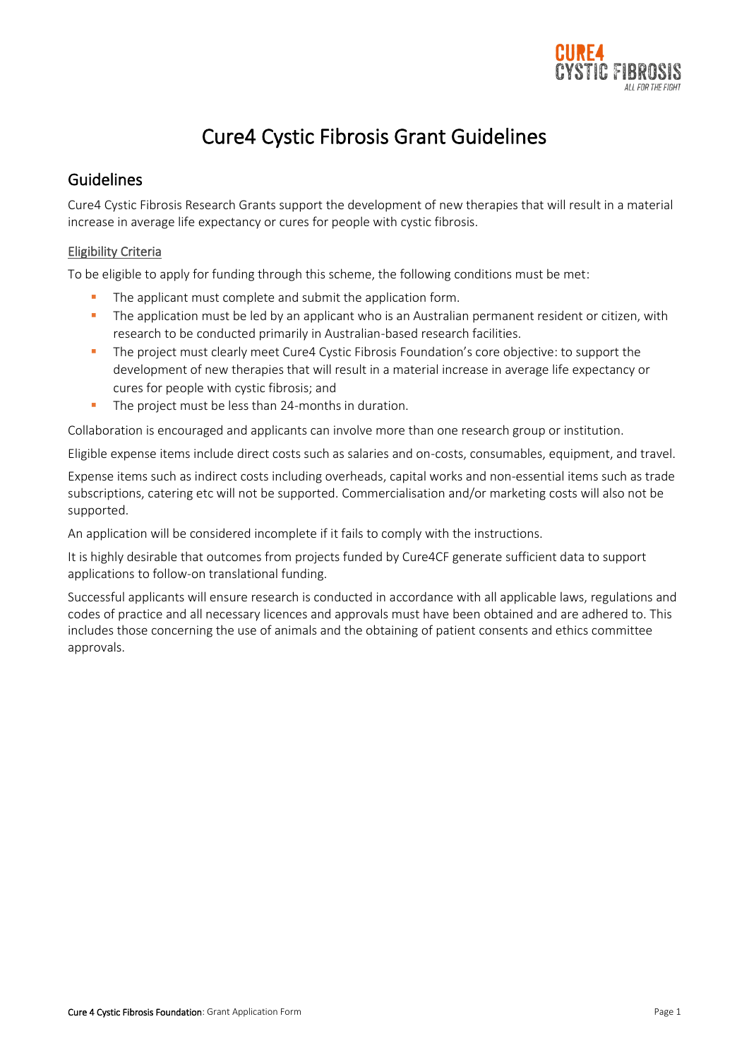# Cure4 Cystic Fibrosis Grant Guidelines

## Guidelines

Cure4 Cystic Fibrosis Research Grants support the development of new therapies that will result in a material increase in average life expectancy or cures for people with cystic fibrosis.

### Eligibility Criteria

To be eligible to apply for funding through this scheme, the following conditions must be met:

- The applicant must complete and submit the application form.
- The application must be led by an applicant who is an Australian permanent resident or citizen, with research to be conducted primarily in Australian-based research facilities.
- The project must clearly meet Cure4 Cystic Fibrosis Foundation's core objective: to support the development of new therapies that will result in a material increase in average life expectancy or cures for people with cystic fibrosis; and
- The project must be less than 24-months in duration.

Collaboration is encouraged and applicants can involve more than one research group or institution.

Eligible expense items include direct costs such as salaries and on-costs, consumables, equipment, and travel.

Expense items such as indirect costs including overheads, capital works and non-essential items such as trade subscriptions, catering etc will not be supported. Commercialisation and/or marketing costs will also not be supported.

An application will be considered incomplete if it fails to comply with the instructions.

It is highly desirable that outcomes from projects funded by Cure4CF generate sufficient data to support applications to follow-on translational funding.

Successful applicants will ensure research is conducted in accordance with all applicable laws, regulations and codes of practice and all necessary licences and approvals must have been obtained and are adhered to. This includes those concerning the use of animals and the obtaining of patient consents and ethics committee approvals.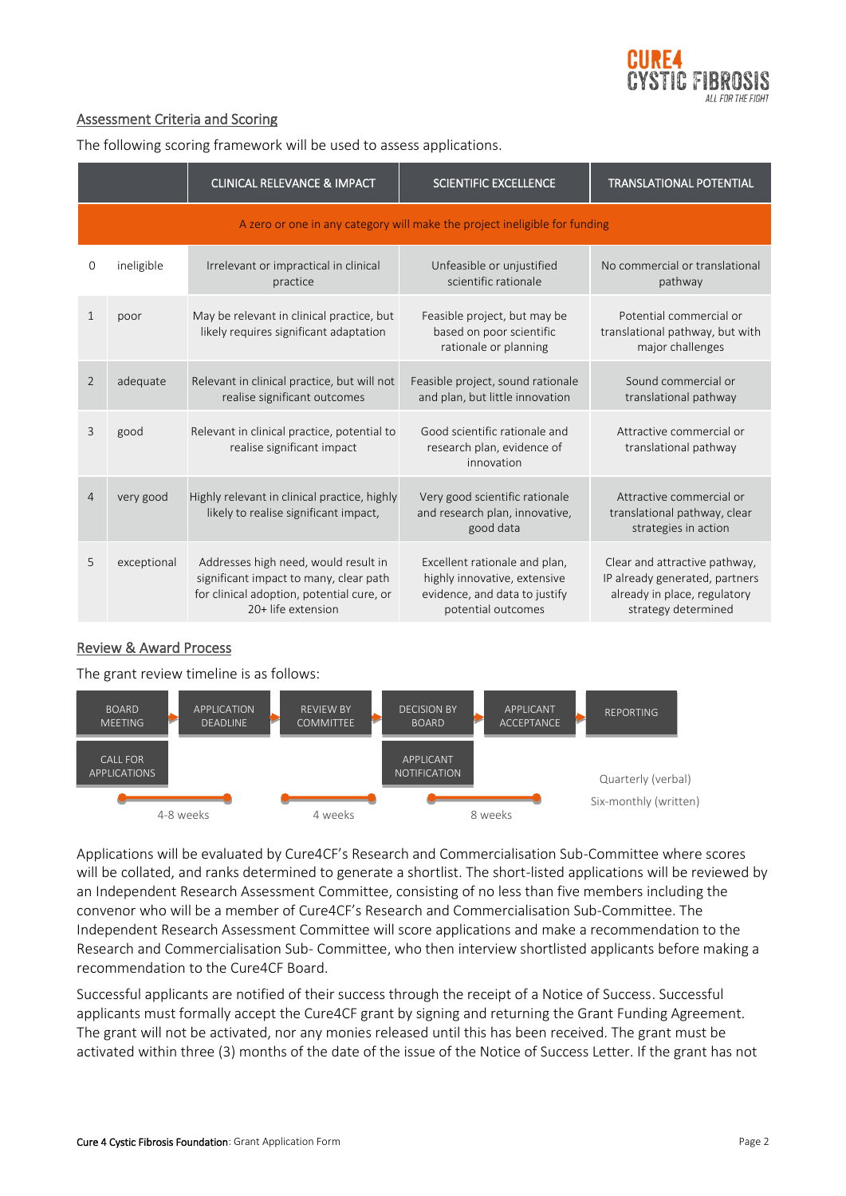## Assessment Criteria and Scoring

The following scoring framework will be used to assess applications.

| | | CLINICAL RELEVANCE & IMPACT | SCIENTIFIC EXCELLENCE | TRANSLATIONAL POTENTIAL |
|---|---|---|---|---|
| A zero or one in any category will make the project ineligible for funding | | | | |
| 0 | ineligible | Irrelevant or impractical in clinical practice | Unfeasible or unjustified scientific rationale | No commercial or translational pathway |
| 1 | poor | May be relevant in clinical practice, but likely requires significant adaptation | Feasible project, but may be based on poor scientific rationale or planning | Potential commercial or translational pathway, but with major challenges |
| 2 | adequate | Relevant in clinical practice, but will not realise significant outcomes | Feasible project, sound rationale and plan, but little innovation | Sound commercial or translational pathway |
| 3 | good | Relevant in clinical practice, potential to realise significant impact | Good scientific rationale and research plan, evidence of innovation | Attractive commercial or translational pathway |
| 4 | very good | Highly relevant in clinical practice, highly likely to realise significant impact, | Very good scientific rationale and research plan, innovative, good data | Attractive commercial or translational pathway, clear strategies in action |
| 5 | exceptional | Addresses high need, would result in significant impact to many, clear path for clinical adoption, potential cure, or 20+ life extension | Excellent rationale and plan, highly innovative, extensive evidence, and data to justify potential outcomes | Clear and attractive pathway, IP already generated, partners already in place, regulatory strategy determined |

## Review & Award Process

The grant review timeline is as follows:

- BOARD MEETING / CALL FOR APPLICATIONS → APPLICATION DEADLINE: 4-8 weeks
- REVIEW BY COMMITTEE: 4 weeks
- DECISION BY BOARD / APPLICANT NOTIFICATION → APPLICANT ACCEPTANCE: 8 weeks
- REPORTING: Quarterly (verbal), Six-monthly (written)

Applications will be evaluated by Cure4CF's Research and Commercialisation Sub-Committee where scores will be collated, and ranks determined to generate a shortlist. The short-listed applications will be reviewed by an Independent Research Assessment Committee, consisting of no less than five members including the convenor who will be a member of Cure4CF's Research and Commercialisation Sub-Committee. The Independent Research Assessment Committee will score applications and make a recommendation to the Research and Commercialisation Sub- Committee, who then interview shortlisted applicants before making a recommendation to the Cure4CF Board.

Successful applicants are notified of their success through the receipt of a Notice of Success. Successful applicants must formally accept the Cure4CF grant by signing and returning the Grant Funding Agreement. The grant will not be activated, nor any monies released until this has been received. The grant must be activated within three (3) months of the date of the issue of the Notice of Success Letter. If the grant has not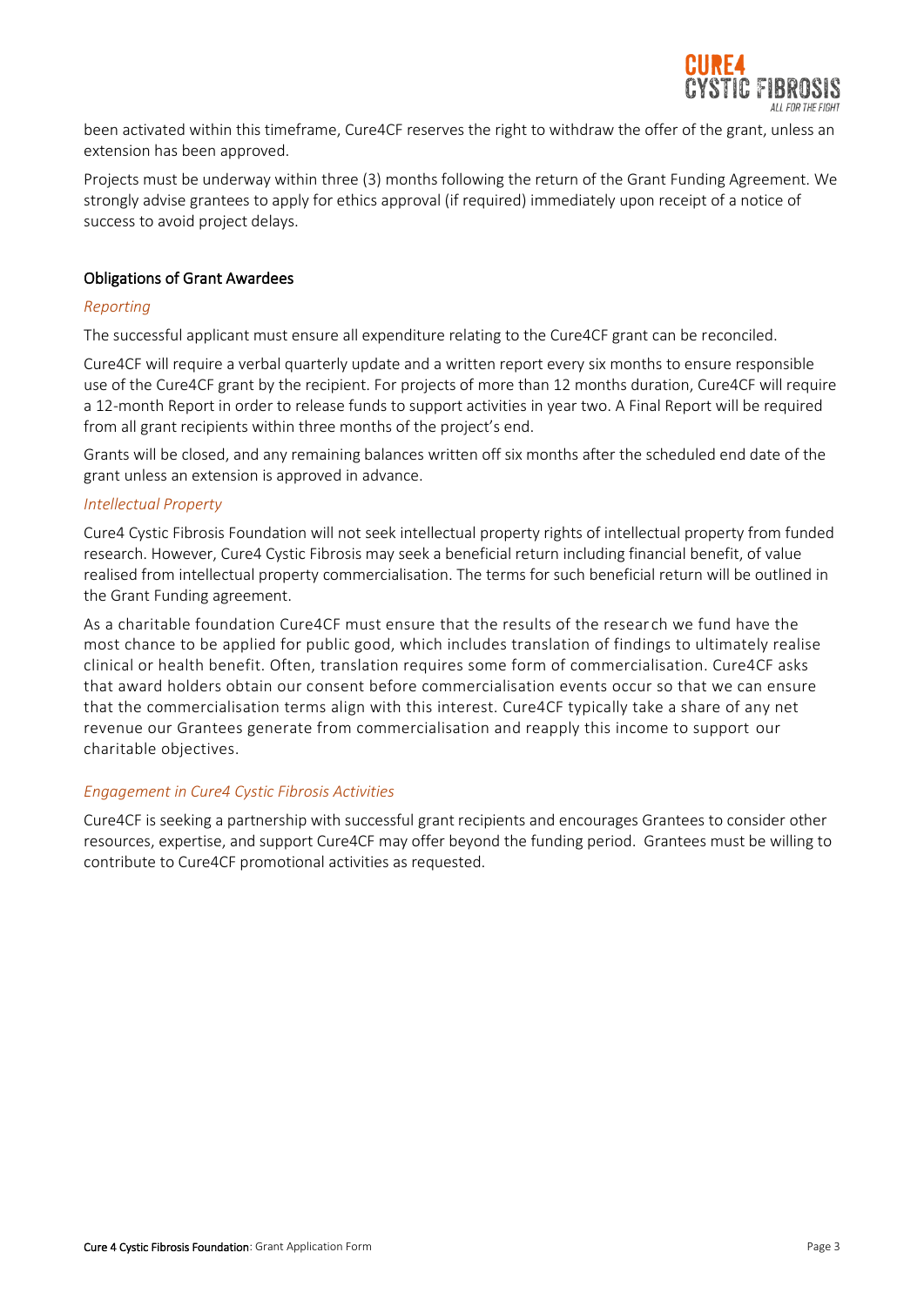been activated within this timeframe, Cure4CF reserves the right to withdraw the offer of the grant, unless an extension has been approved.

Projects must be underway within three (3) months following the return of the Grant Funding Agreement. We strongly advise grantees to apply for ethics approval (if required) immediately upon receipt of a notice of success to avoid project delays.

## Obligations of Grant Awardees

### *Reporting*

The successful applicant must ensure all expenditure relating to the Cure4CF grant can be reconciled.

Cure4CF will require a verbal quarterly update and a written report every six months to ensure responsible use of the Cure4CF grant by the recipient. For projects of more than 12 months duration, Cure4CF will require a 12-month Report in order to release funds to support activities in year two. A Final Report will be required from all grant recipients within three months of the project's end.

Grants will be closed, and any remaining balances written off six months after the scheduled end date of the grant unless an extension is approved in advance.

### *Intellectual Property*

Cure4 Cystic Fibrosis Foundation will not seek intellectual property rights of intellectual property from funded research. However, Cure4 Cystic Fibrosis may seek a beneficial return including financial benefit, of value realised from intellectual property commercialisation. The terms for such beneficial return will be outlined in the Grant Funding agreement.

As a charitable foundation Cure4CF must ensure that the results of the research we fund have the most chance to be applied for public good, which includes translation of findings to ultimately realise clinical or health benefit. Often, translation requires some form of commercialisation. Cure4CF asks that award holders obtain our consent before commercialisation events occur so that we can ensure that the commercialisation terms align with this interest. Cure4CF typically take a share of any net revenue our Grantees generate from commercialisation and reapply this income to support our charitable objectives.

### *Engagement in Cure4 Cystic Fibrosis Activities*

Cure4CF is seeking a partnership with successful grant recipients and encourages Grantees to consider other resources, expertise, and support Cure4CF may offer beyond the funding period. Grantees must be willing to contribute to Cure4CF promotional activities as requested.